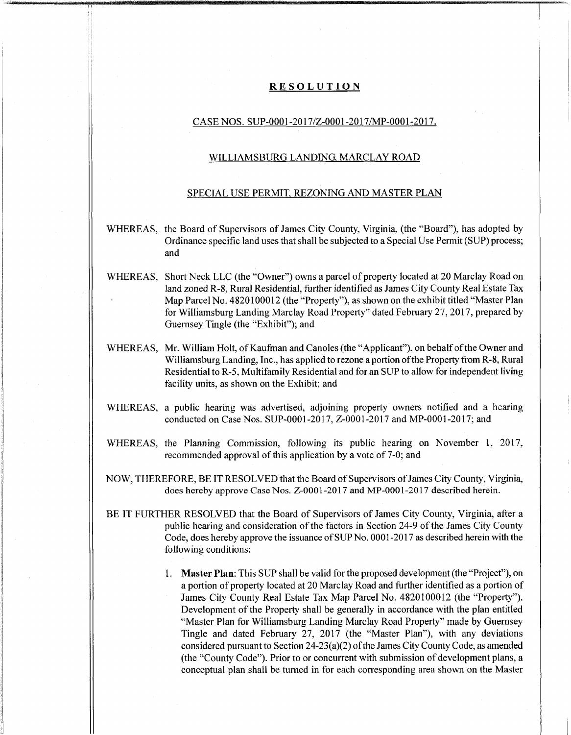# RESOLUTION

## CASE NOS. SUP-0001-2017/Z-0001-2017/MP-0001-2017.

## WILLIAMSBURG LANDING, MARCLAY ROAD

## SPECIAL USE PERMIT, REZONING AND MASTER PLAN

WHEREAS, the Board of Supervisors of James City County, Virginia, (the "Board"), has adopted by Ordinance specific land uses that shall be subjected to a Special Use Permit (SUP) process; and

WHEREAS, Short Neck LLC (the "Owner") owns a parcel of property located at 20 Marclay Road on land zoned R-8, Rural Residential, further identified as James City County Real Estate Tax Map Parcel No. 4820100012 (the "Property"), as shown on the exhibit titled "Master Plan for Williamsburg Landing Marclay Road Property" dated February 27, 2017, prepared by Guernsey Tingle (the "Exhibit"); and

WHEREAS, Mr. William Holt, of Kaufman and Canoles (the "Applicant"), on behalf of the Owner and Williamsburg Landing, Inc., has applied to rezone a portion of the Property from R-8, Rural Residential to R-5, Multifamily Residential and for an SUP to allow for independent living facility units, as shown on the Exhibit; and

WHEREAS, a public hearing was advertised, adjoining property owners notified and a hearing conducted on Case Nos. SUP-0001-2017, Z-0001-2017 and MP-0001-2017; and

WHEREAS, the Planning Commission, following its public hearing on November 1, 2017, recommended approval of this application by a vote of 7-0; and

NOW, THEREFORE, BE IT RESOLVED that the Board of Supervisors of James City County, Virginia, does hereby approve Case Nos. Z-0001-2017 and MP-0001-2017 described herein.

BE IT FURTHER RESOLVED that the Board of Supervisors of James City County, Virginia, after a public hearing and consideration of the factors in Section 24-9 of the James City County Code, does hereby approve the issuance of SUP No. 0001-2017 as described herein with the following conditions:

1. **Master Plan**: This SUP shall be valid for the proposed development (the "Project"), on a portion of property located at 20 Marclay Road and further identified as a portion of James City County Real Estate Tax Map Parcel No. 4820100012 (the "Property"). Development of the Property shall be generally in accordance with the plan entitled "Master Plan for Williamsburg Landing Marclay Road Property" made by Guernsey Tingle and dated February 27, 2017 (the "Master Plan"), with any deviations considered pursuant to Section 24-23(a)(2) of the James City County Code, as amended (the "County Code"). Prior to or concurrent with submission of development plans, a conceptual plan shall be turned in for each corresponding area shown on the Master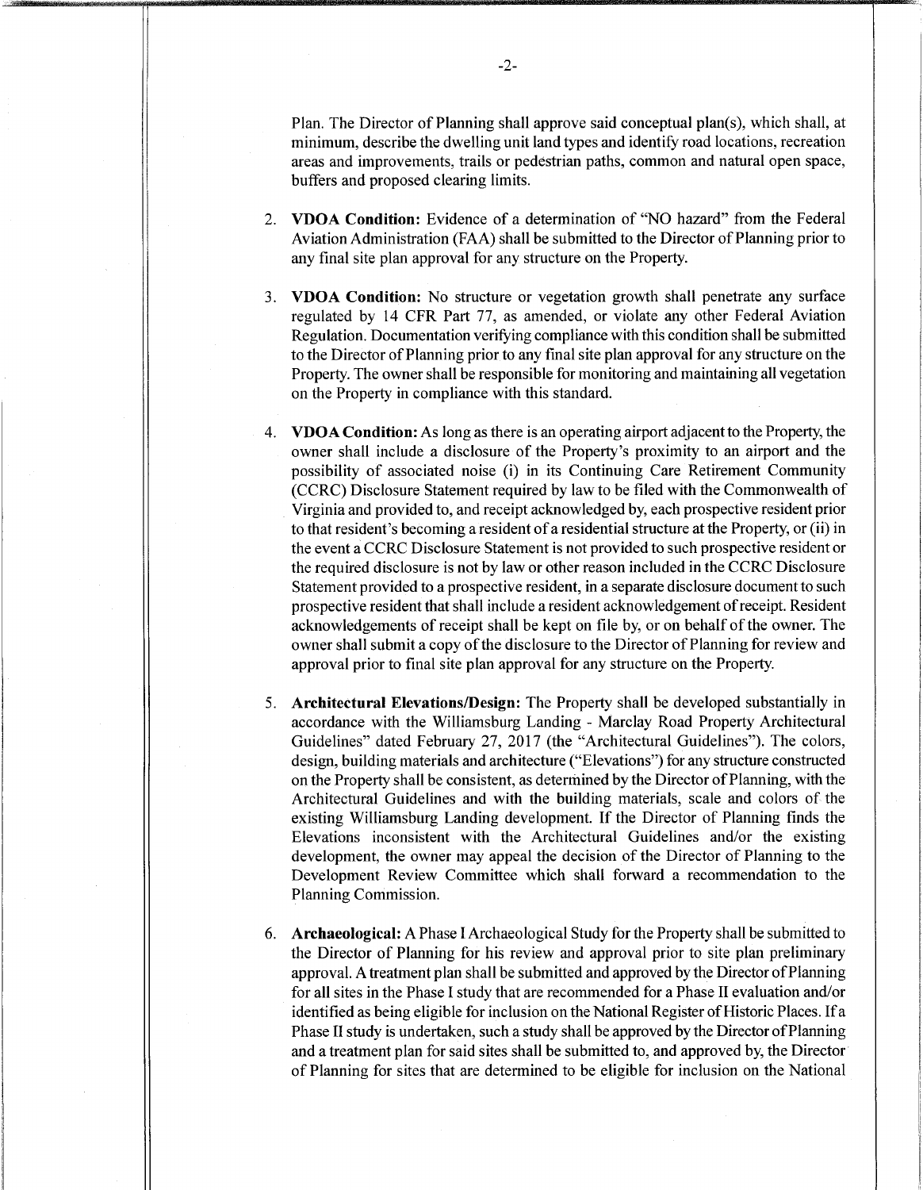Plan. The Director of Planning shall approve said conceptual plan(s), which shall, at minimum, describe the dwelling unit land types and identify road locations, recreation areas and improvements, trails or pedestrian paths, common and natural open space, buffers and proposed clearing limits.

2. **VDOA Condition:** Evidence of a determination of "NO hazard" from the Federal Aviation Administration (FAA) shall be submitted to the Director of Planning prior to any final site plan approval for any structure on the Property.

3. **VDOA Condition:** No structure or vegetation growth shall penetrate any surface regulated by 14 CFR Part 77, as amended, or violate any other Federal Aviation Regulation. Documentation verifying compliance with this condition shall be submitted to the Director of Planning prior to any final site plan approval for any structure on the Property. The owner shall be responsible for monitoring and maintaining all vegetation on the Property in compliance with this standard.

4. **VDOA Condition:** As long as there is an operating airport adjacent to the Property, the owner shall include a disclosure of the Property's proximity to an airport and the possibility of associated noise (i) in its Continuing Care Retirement Community (CCRC) Disclosure Statement required by law to be filed with the Commonwealth of Virginia and provided to, and receipt acknowledged by, each prospective resident prior to that resident's becoming a resident of a residential structure at the Property, or (ii) in the event a CCRC Disclosure Statement is not provided to such prospective resident or the required disclosure is not by law or other reason included in the CCRC Disclosure Statement provided to a prospective resident, in a separate disclosure document to such prospective resident that shall include a resident acknowledgement of receipt. Resident acknowledgements of receipt shall be kept on file by, or on behalf of the owner. The owner shall submit a copy of the disclosure to the Director of Planning for review and approval prior to final site plan approval for any structure on the Property.

5. **Architectural Elevations/Design:** The Property shall be developed substantially in accordance with the Williamsburg Landing - Marclay Road Property Architectural Guidelines" dated February 27, 2017 (the "Architectural Guidelines"). The colors, design, building materials and architecture ("Elevations") for any structure constructed on the Property shall be consistent, as determined by the Director of Planning, with the Architectural Guidelines and with the building materials, scale and colors of the existing Williamsburg Landing development. If the Director of Planning finds the Elevations inconsistent with the Architectural Guidelines and/or the existing development, the owner may appeal the decision of the Director of Planning to the Development Review Committee which shall forward a recommendation to the Planning Commission.

6. **Archaeological:** A Phase I Archaeological Study for the Property shall be submitted to the Director of Planning for his review and approval prior to site plan preliminary approval. A treatment plan shall be submitted and approved by the Director of Planning for all sites in the Phase I study that are recommended for a Phase II evaluation and/or identified as being eligible for inclusion on the National Register of Historic Places. If a Phase II study is undertaken, such a study shall be approved by the Director of Planning and a treatment plan for said sites shall be submitted to, and approved by, the Director of Planning for sites that are determined to be eligible for inclusion on the National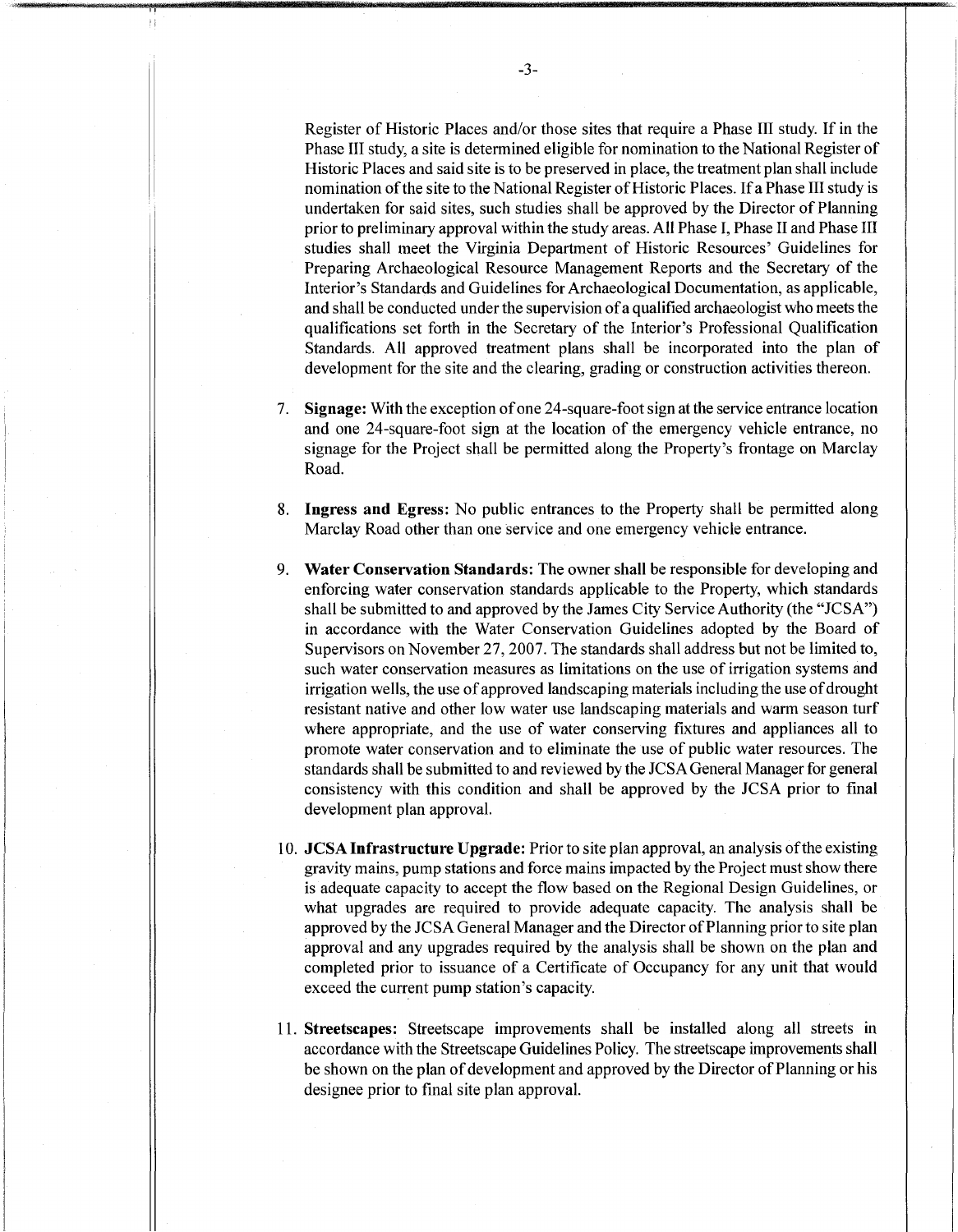Register of Historic Places and/or those sites that require a Phase III study. If in the Phase III study, a site is determined eligible for nomination to the National Register of Historic Places and said site is to be preserved in place, the treatment plan shall include nomination of the site to the National Register of Historic Places. If a Phase III study is undertaken for said sites, such studies shall be approved by the Director of Planning prior to preliminary approval within the study areas. All Phase I, Phase II and Phase III studies shall meet the Virginia Department of Historic Resources' Guidelines for Preparing Archaeological Resource Management Reports and the Secretary of the Interior's Standards and Guidelines for Archaeological Documentation, as applicable, and shall be conducted under the supervision of a qualified archaeologist who meets the qualifications set forth in the Secretary of the Interior's Professional Qualification Standards. All approved treatment plans shall be incorporated into the plan of development for the site and the clearing, grading or construction activities thereon.

7. **Signage:** With the exception of one 24-square-foot sign at the service entrance location and one 24-square-foot sign at the location of the emergency vehicle entrance, no signage for the Project shall be permitted along the Property's frontage on Marclay Road.

8. **Ingress and Egress:** No public entrances to the Property shall be permitted along Marclay Road other than one service and one emergency vehicle entrance.

9. **Water Conservation Standards:** The owner shall be responsible for developing and enforcing water conservation standards applicable to the Property, which standards shall be submitted to and approved by the James City Service Authority (the "JCSA") in accordance with the Water Conservation Guidelines adopted by the Board of Supervisors on November 27, 2007. The standards shall address but not be limited to, such water conservation measures as limitations on the use of irrigation systems and irrigation wells, the use of approved landscaping materials including the use of drought resistant native and other low water use landscaping materials and warm season turf where appropriate, and the use of water conserving fixtures and appliances all to promote water conservation and to eliminate the use of public water resources. The standards shall be submitted to and reviewed by the JCSA General Manager for general consistency with this condition and shall be approved by the JCSA prior to final development plan approval.

10. **JCSA Infrastructure Upgrade:** Prior to site plan approval, an analysis of the existing gravity mains, pump stations and force mains impacted by the Project must show there is adequate capacity to accept the flow based on the Regional Design Guidelines, or what upgrades are required to provide adequate capacity. The analysis shall be approved by the JCSA General Manager and the Director of Planning prior to site plan approval and any upgrades required by the analysis shall be shown on the plan and completed prior to issuance of a Certificate of Occupancy for any unit that would exceed the current pump station's capacity.

11. **Streetscapes:** Streetscape improvements shall be installed along all streets in accordance with the Streetscape Guidelines Policy. The streetscape improvements shall be shown on the plan of development and approved by the Director of Planning or his designee prior to final site plan approval.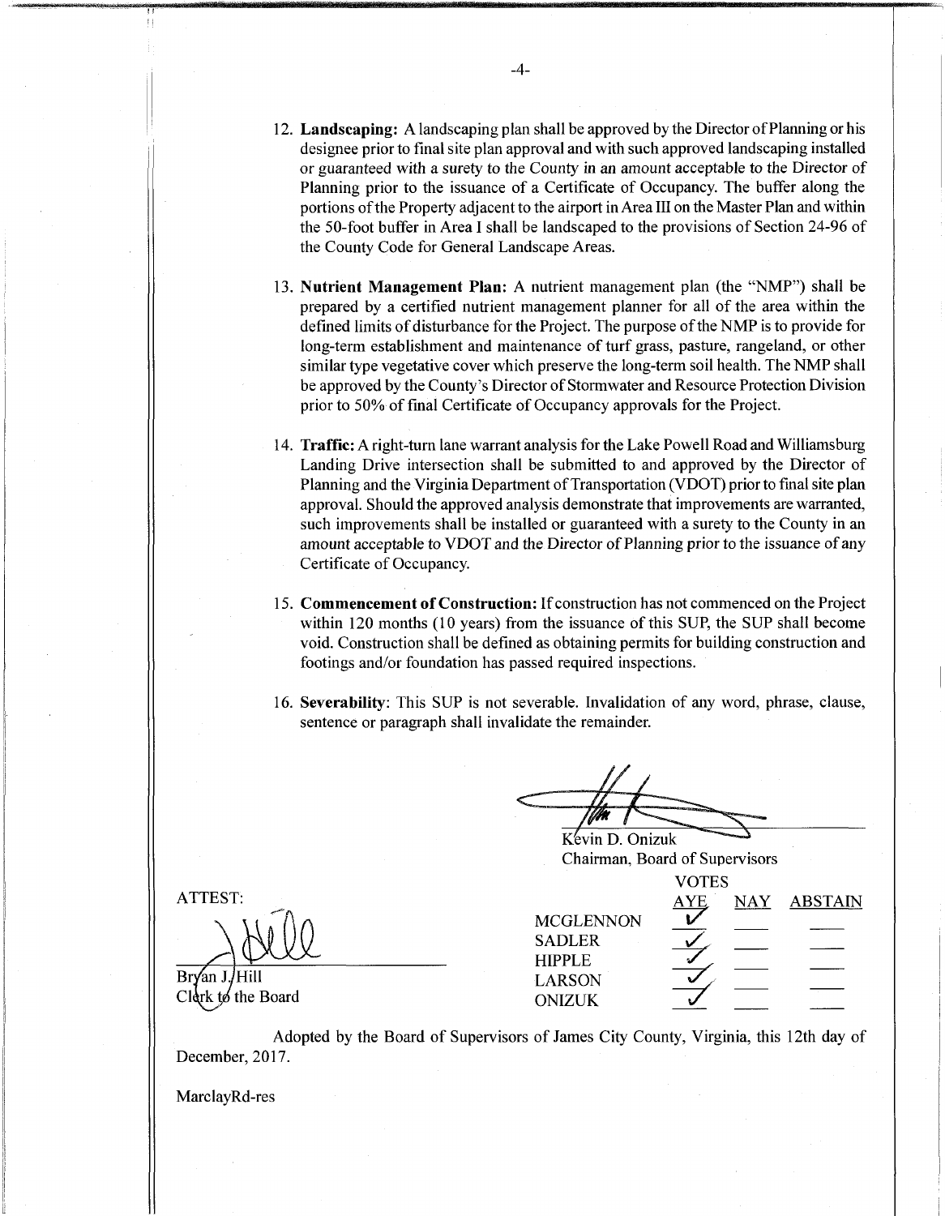12. **Landscaping:** A landscaping plan shall be approved by the Director of Planning or his designee prior to final site plan approval and with such approved landscaping installed or guaranteed with a surety to the County in an amount acceptable to the Director of Planning prior to the issuance of a Certificate of Occupancy. The buffer along the portions of the Property adjacent to the airport in Area III on the Master Plan and within the 50-foot buffer in Area I shall be landscaped to the provisions of Section 24-96 of the County Code for General Landscape Areas.

13. **Nutrient Management Plan:** A nutrient management plan (the "NMP") shall be prepared by a certified nutrient management planner for all of the area within the defined limits of disturbance for the Project. The purpose of the NMP is to provide for long-term establishment and maintenance of turf grass, pasture, rangeland, or other similar type vegetative cover which preserve the long-term soil health. The NMP shall be approved by the County's Director of Stormwater and Resource Protection Division prior to 50% of final Certificate of Occupancy approvals for the Project.

14. **Traffic:** A right-turn lane warrant analysis for the Lake Powell Road and Williamsburg Landing Drive intersection shall be submitted to and approved by the Director of Planning and the Virginia Department of Transportation (VDOT) prior to final site plan approval. Should the approved analysis demonstrate that improvements are warranted, such improvements shall be installed or guaranteed with a surety to the County in an amount acceptable to VDOT and the Director of Planning prior to the issuance of any Certificate of Occupancy.

15. **Commencement of Construction:** If construction has not commenced on the Project within 120 months (10 years) from the issuance of this SUP, the SUP shall become void. Construction shall be defined as obtaining permits for building construction and footings and/or foundation has passed required inspections.

16. **Severability**: This SUP is not severable. Invalidation of any word, phrase, clause, sentence or paragraph shall invalidate the remainder.

Kevin D. Onizuk
Chairman, Board of Supervisors

ATTEST:

Bryan J. Hill
Clerk to the Board

| VOTES | AYE | NAY | ABSTAIN |
| --- | --- | --- | --- |
| MCGLENNON | ✓ | | |
| SADLER | ✓ | | |
| HIPPLE | ✓ | | |
| LARSON | ✓ | | |
| ONIZUK | ✓ | | |

Adopted by the Board of Supervisors of James City County, Virginia, this 12th day of December, 2017.

MarclayRd-res